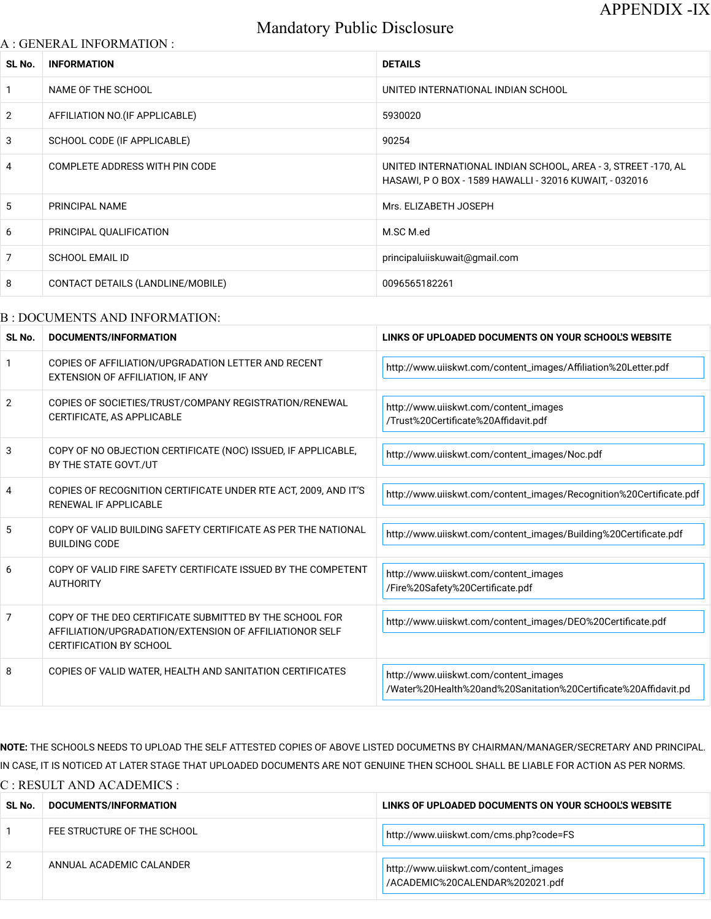APPENDIX -IX

# Mandatory Public Disclosure

## A : GENERAL INFORMATION :

| SL No. | INFORMATION | DETAILS |
|---|---|---|
| 1 | NAME OF THE SCHOOL | UNITED INTERNATIONAL INDIAN SCHOOL |
| 2 | AFFILIATION NO.(IF APPLICABLE) | 5930020 |
| 3 | SCHOOL CODE (IF APPLICABLE) | 90254 |
| 4 | COMPLETE ADDRESS WITH PIN CODE | UNITED INTERNATIONAL INDIAN SCHOOL, AREA - 3, STREET -170, AL HASAWI, P O BOX - 1589 HAWALLI - 32016 KUWAIT, - 032016 |
| 5 | PRINCIPAL NAME | Mrs. ELIZABETH JOSEPH |
| 6 | PRINCIPAL QUALIFICATION | M.SC M.ed |
| 7 | SCHOOL EMAIL ID | principaluiiskuwait@gmail.com |
| 8 | CONTACT DETAILS (LANDLINE/MOBILE) | 0096565182261 |

## B : DOCUMENTS AND INFORMATION:

| SL No. | DOCUMENTS/INFORMATION | LINKS OF UPLOADED DOCUMENTS ON YOUR SCHOOL'S WEBSITE |
|---|---|---|
| 1 | COPIES OF AFFILIATION/UPGRADATION LETTER AND RECENT EXTENSION OF AFFILIATION, IF ANY | http://www.uiiskwt.com/content_images/Affiliation%20Letter.pdf |
| 2 | COPIES OF SOCIETIES/TRUST/COMPANY REGISTRATION/RENEWAL CERTIFICATE, AS APPLICABLE | http://www.uiiskwt.com/content_images/Trust%20Certificate%20Affidavit.pdf |
| 3 | COPY OF NO OBJECTION CERTIFICATE (NOC) ISSUED, IF APPLICABLE, BY THE STATE GOVT./UT | http://www.uiiskwt.com/content_images/Noc.pdf |
| 4 | COPIES OF RECOGNITION CERTIFICATE UNDER RTE ACT, 2009, AND IT'S RENEWAL IF APPLICABLE | http://www.uiiskwt.com/content_images/Recognition%20Certificate.pdf |
| 5 | COPY OF VALID BUILDING SAFETY CERTIFICATE AS PER THE NATIONAL BUILDING CODE | http://www.uiiskwt.com/content_images/Building%20Certificate.pdf |
| 6 | COPY OF VALID FIRE SAFETY CERTIFICATE ISSUED BY THE COMPETENT AUTHORITY | http://www.uiiskwt.com/content_images/Fire%20Safety%20Certificate.pdf |
| 7 | COPY OF THE DEO CERTIFICATE SUBMITTED BY THE SCHOOL FOR AFFILIATION/UPGRADATION/EXTENSION OF AFFILIATIONOR SELF CERTIFICATION BY SCHOOL | http://www.uiiskwt.com/content_images/DEO%20Certificate.pdf |
| 8 | COPIES OF VALID WATER, HEALTH AND SANITATION CERTIFICATES | http://www.uiiskwt.com/content_images/Water%20Health%20and%20Sanitation%20Certificate%20Affidavit.pd |

**NOTE:** THE SCHOOLS NEEDS TO UPLOAD THE SELF ATTESTED COPIES OF ABOVE LISTED DOCUMETNS BY CHAIRMAN/MANAGER/SECRETARY AND PRINCIPAL. IN CASE, IT IS NOTICED AT LATER STAGE THAT UPLOADED DOCUMENTS ARE NOT GENUINE THEN SCHOOL SHALL BE LIABLE FOR ACTION AS PER NORMS.

## C : RESULT AND ACADEMICS :

| SL No. | DOCUMENTS/INFORMATION | LINKS OF UPLOADED DOCUMENTS ON YOUR SCHOOL'S WEBSITE |
|---|---|---|
| 1 | FEE STRUCTURE OF THE SCHOOL | http://www.uiiskwt.com/cms.php?code=FS |
| 2 | ANNUAL ACADEMIC CALANDER | http://www.uiiskwt.com/content_images/ACADEMIC%20CALENDAR%202021.pdf |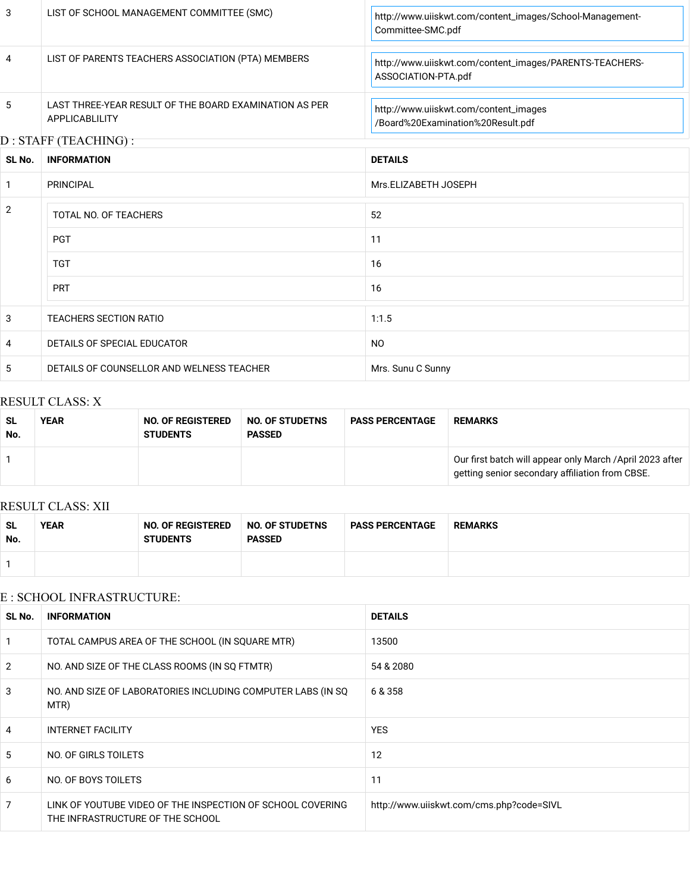| | | |
|---|---|---|
| 3 | LIST OF SCHOOL MANAGEMENT COMMITTEE (SMC) | http://www.uiiskwt.com/content_images/School-Management-Committee-SMC.pdf |
| 4 | LIST OF PARENTS TEACHERS ASSOCIATION (PTA) MEMBERS | http://www.uiiskwt.com/content_images/PARENTS-TEACHERS-ASSOCIATION-PTA.pdf |
| 5 | LAST THREE-YEAR RESULT OF THE BOARD EXAMINATION AS PER APPLICABLILITY | http://www.uiiskwt.com/content_images/Board%20Examination%20Result.pdf |

## D : STAFF (TEACHING) :

| SL No. | INFORMATION | DETAILS |
|---|---|---|
| 1 | PRINCIPAL | Mrs.ELIZABETH JOSEPH |
| 2 | TOTAL NO. OF TEACHERS | 52 |
| | PGT | 11 |
| | TGT | 16 |
| | PRT | 16 |
| 3 | TEACHERS SECTION RATIO | 1:1.5 |
| 4 | DETAILS OF SPECIAL EDUCATOR | NO |
| 5 | DETAILS OF COUNSELLOR AND WELNESS TEACHER | Mrs. Sunu C Sunny |

## RESULT CLASS: X

| SL No. | YEAR | NO. OF REGISTERED STUDENTS | NO. OF STUDETNS PASSED | PASS PERCENTAGE | REMARKS |
|---|---|---|---|---|---|
| 1 | | | | | Our first batch will appear only March /April 2023 after getting senior secondary affiliation from CBSE. |

## RESULT CLASS: XII

| SL No. | YEAR | NO. OF REGISTERED STUDENTS | NO. OF STUDETNS PASSED | PASS PERCENTAGE | REMARKS |
|---|---|---|---|---|---|
| 1 | | | | | |

## E : SCHOOL INFRASTRUCTURE:

| SL No. | INFORMATION | DETAILS |
|---|---|---|
| 1 | TOTAL CAMPUS AREA OF THE SCHOOL (IN SQUARE MTR) | 13500 |
| 2 | NO. AND SIZE OF THE CLASS ROOMS (IN SQ FTMTR) | 54 & 2080 |
| 3 | NO. AND SIZE OF LABORATORIES INCLUDING COMPUTER LABS (IN SQ MTR) | 6 & 358 |
| 4 | INTERNET FACILITY | YES |
| 5 | NO. OF GIRLS TOILETS | 12 |
| 6 | NO. OF BOYS TOILETS | 11 |
| 7 | LINK OF YOUTUBE VIDEO OF THE INSPECTION OF SCHOOL COVERING THE INFRASTRUCTURE OF THE SCHOOL | http://www.uiiskwt.com/cms.php?code=SIVL |